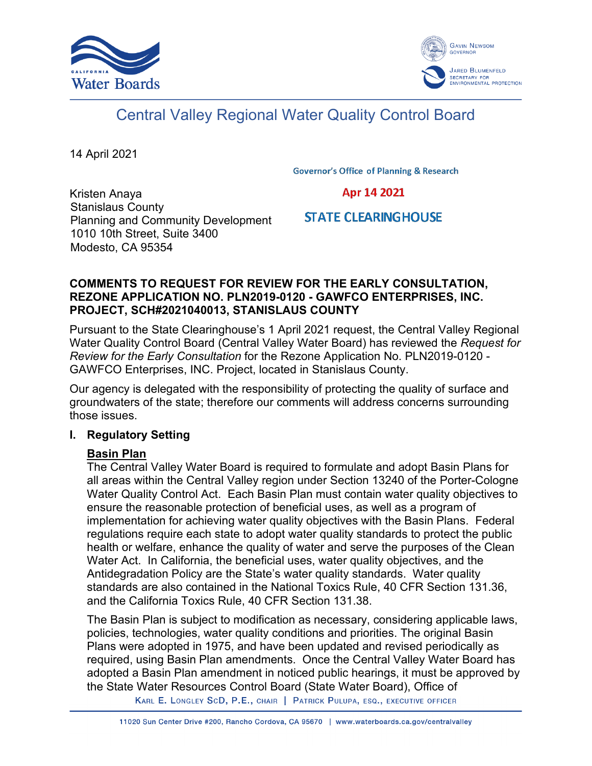# Central Valley Regional Water Quality Control Board

14 April 2021

Governor's Office of Planning & Research

Apr 14 2021

STATE CLEARINGHOUSE

Kristen Anaya
Stanislaus County
Planning and Community Development
1010 10th Street, Suite 3400
Modesto, CA 95354

**COMMENTS TO REQUEST FOR REVIEW FOR THE EARLY CONSULTATION, REZONE APPLICATION NO. PLN2019-0120 - GAWFCO ENTERPRISES, INC. PROJECT, SCH#2021040013, STANISLAUS COUNTY**

Pursuant to the State Clearinghouse's 1 April 2021 request, the Central Valley Regional Water Quality Control Board (Central Valley Water Board) has reviewed the *Request for Review for the Early Consultation* for the Rezone Application No. PLN2019-0120 - GAWFCO Enterprises, INC. Project, located in Stanislaus County.

Our agency is delegated with the responsibility of protecting the quality of surface and groundwaters of the state; therefore our comments will address concerns surrounding those issues.

## I. Regulatory Setting

### Basin Plan

The Central Valley Water Board is required to formulate and adopt Basin Plans for all areas within the Central Valley region under Section 13240 of the Porter-Cologne Water Quality Control Act. Each Basin Plan must contain water quality objectives to ensure the reasonable protection of beneficial uses, as well as a program of implementation for achieving water quality objectives with the Basin Plans. Federal regulations require each state to adopt water quality standards to protect the public health or welfare, enhance the quality of water and serve the purposes of the Clean Water Act. In California, the beneficial uses, water quality objectives, and the Antidegradation Policy are the State's water quality standards. Water quality standards are also contained in the National Toxics Rule, 40 CFR Section 131.36, and the California Toxics Rule, 40 CFR Section 131.38.

The Basin Plan is subject to modification as necessary, considering applicable laws, policies, technologies, water quality conditions and priorities. The original Basin Plans were adopted in 1975, and have been updated and revised periodically as required, using Basin Plan amendments. Once the Central Valley Water Board has adopted a Basin Plan amendment in noticed public hearings, it must be approved by the State Water Resources Control Board (State Water Board), Office of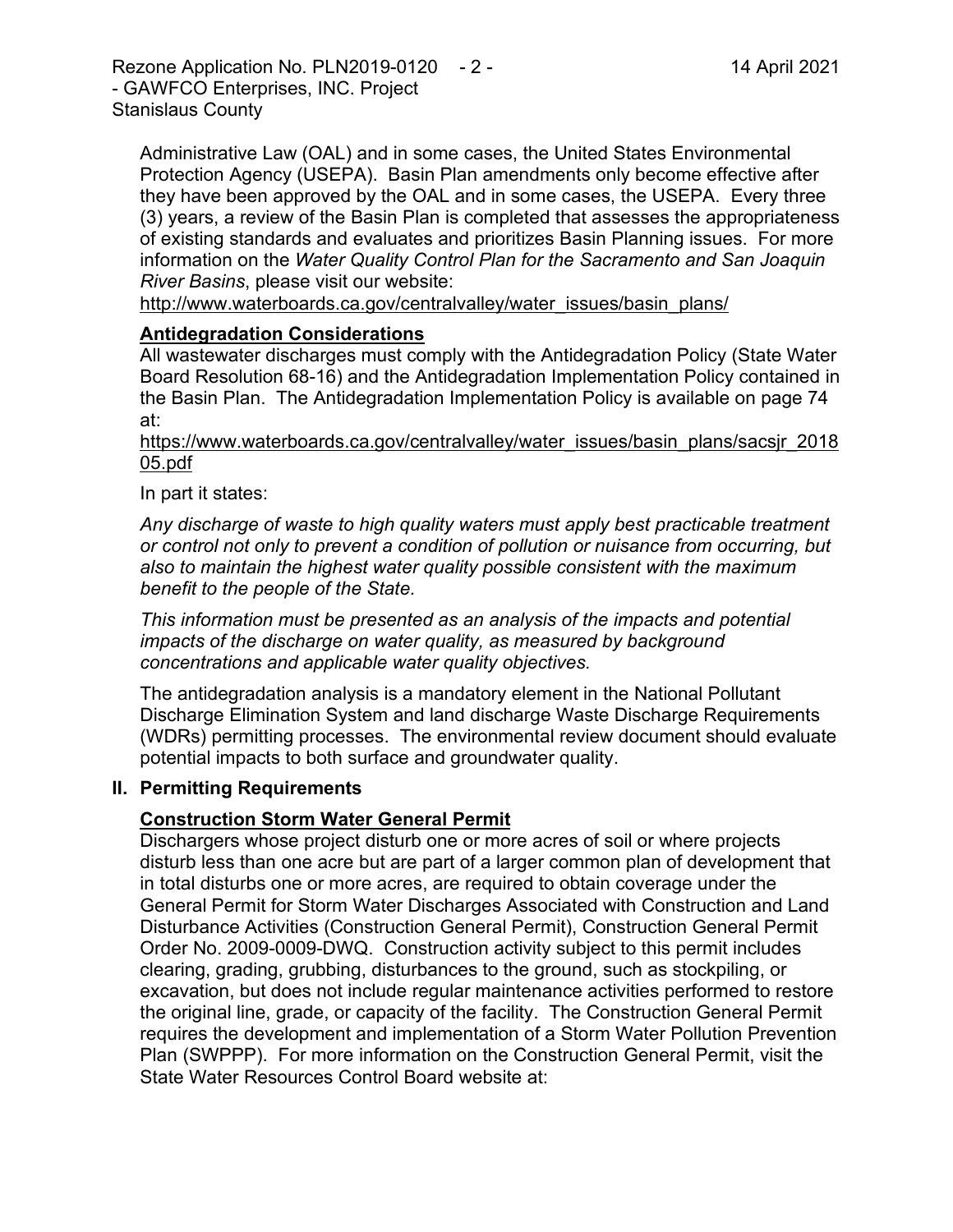Administrative Law (OAL) and in some cases, the United States Environmental Protection Agency (USEPA). Basin Plan amendments only become effective after they have been approved by the OAL and in some cases, the USEPA. Every three (3) years, a review of the Basin Plan is completed that assesses the appropriateness of existing standards and evaluates and prioritizes Basin Planning issues. For more information on the *Water Quality Control Plan for the Sacramento and San Joaquin River Basins*, please visit our website:
http://www.waterboards.ca.gov/centralvalley/water_issues/basin_plans/

**Antidegradation Considerations**

All wastewater discharges must comply with the Antidegradation Policy (State Water Board Resolution 68-16) and the Antidegradation Implementation Policy contained in the Basin Plan. The Antidegradation Implementation Policy is available on page 74 at:
https://www.waterboards.ca.gov/centralvalley/water_issues/basin_plans/sacsjr_201805.pdf

In part it states:

*Any discharge of waste to high quality waters must apply best practicable treatment or control not only to prevent a condition of pollution or nuisance from occurring, but also to maintain the highest water quality possible consistent with the maximum benefit to the people of the State.*

*This information must be presented as an analysis of the impacts and potential impacts of the discharge on water quality, as measured by background concentrations and applicable water quality objectives.*

The antidegradation analysis is a mandatory element in the National Pollutant Discharge Elimination System and land discharge Waste Discharge Requirements (WDRs) permitting processes. The environmental review document should evaluate potential impacts to both surface and groundwater quality.

## II. Permitting Requirements

**Construction Storm Water General Permit**

Dischargers whose project disturb one or more acres of soil or where projects disturb less than one acre but are part of a larger common plan of development that in total disturbs one or more acres, are required to obtain coverage under the General Permit for Storm Water Discharges Associated with Construction and Land Disturbance Activities (Construction General Permit), Construction General Permit Order No. 2009-0009-DWQ. Construction activity subject to this permit includes clearing, grading, grubbing, disturbances to the ground, such as stockpiling, or excavation, but does not include regular maintenance activities performed to restore the original line, grade, or capacity of the facility. The Construction General Permit requires the development and implementation of a Storm Water Pollution Prevention Plan (SWPPP). For more information on the Construction General Permit, visit the State Water Resources Control Board website at: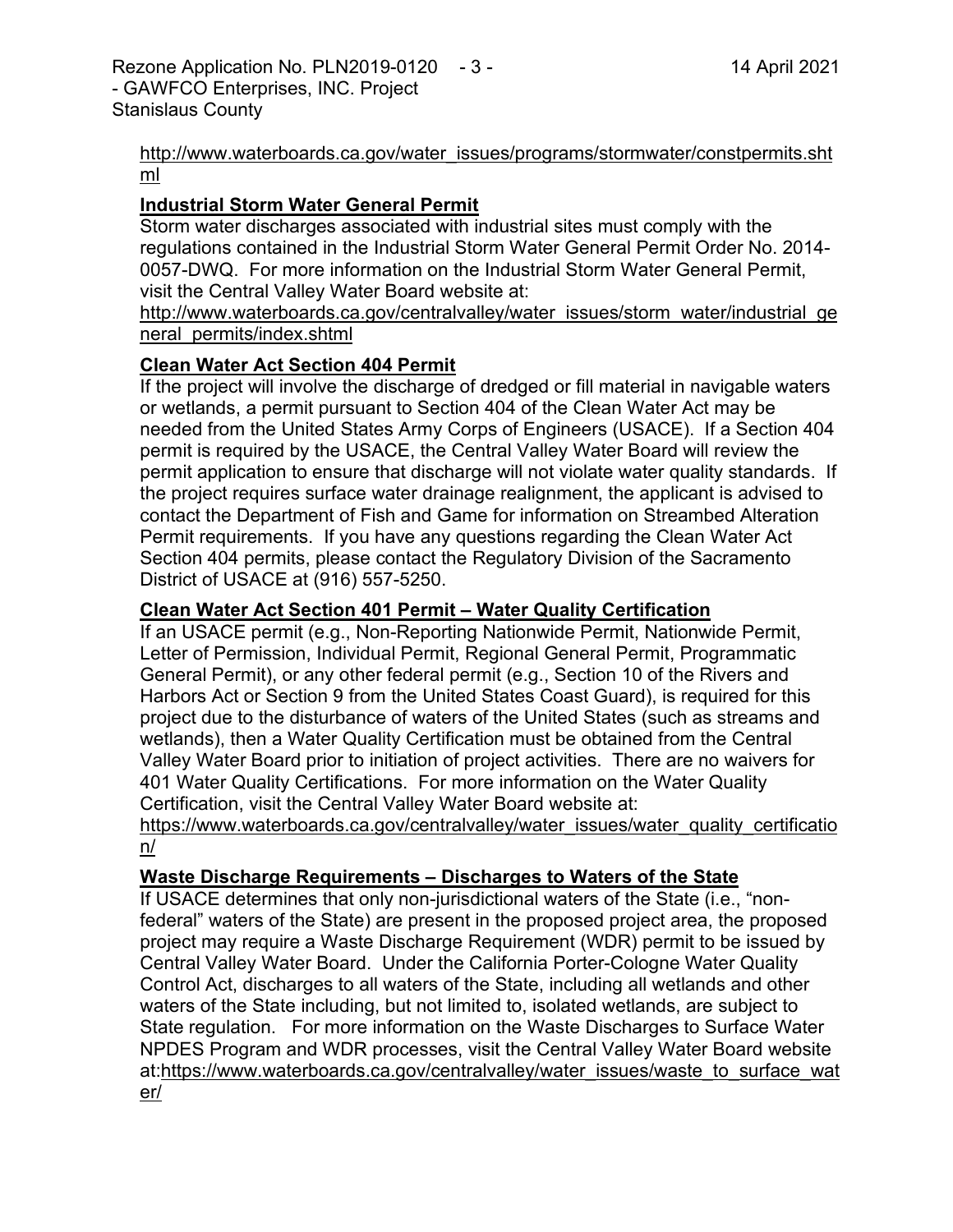http://www.waterboards.ca.gov/water_issues/programs/stormwater/constpermits.shtml

**Industrial Storm Water General Permit**

Storm water discharges associated with industrial sites must comply with the regulations contained in the Industrial Storm Water General Permit Order No. 2014-0057-DWQ. For more information on the Industrial Storm Water General Permit, visit the Central Valley Water Board website at:
http://www.waterboards.ca.gov/centralvalley/water_issues/storm_water/industrial_general_permits/index.shtml

**Clean Water Act Section 404 Permit**

If the project will involve the discharge of dredged or fill material in navigable waters or wetlands, a permit pursuant to Section 404 of the Clean Water Act may be needed from the United States Army Corps of Engineers (USACE). If a Section 404 permit is required by the USACE, the Central Valley Water Board will review the permit application to ensure that discharge will not violate water quality standards. If the project requires surface water drainage realignment, the applicant is advised to contact the Department of Fish and Game for information on Streambed Alteration Permit requirements. If you have any questions regarding the Clean Water Act Section 404 permits, please contact the Regulatory Division of the Sacramento District of USACE at (916) 557-5250.

**Clean Water Act Section 401 Permit – Water Quality Certification**

If an USACE permit (e.g., Non-Reporting Nationwide Permit, Nationwide Permit, Letter of Permission, Individual Permit, Regional General Permit, Programmatic General Permit), or any other federal permit (e.g., Section 10 of the Rivers and Harbors Act or Section 9 from the United States Coast Guard), is required for this project due to the disturbance of waters of the United States (such as streams and wetlands), then a Water Quality Certification must be obtained from the Central Valley Water Board prior to initiation of project activities. There are no waivers for 401 Water Quality Certifications. For more information on the Water Quality Certification, visit the Central Valley Water Board website at:
https://www.waterboards.ca.gov/centralvalley/water_issues/water_quality_certification/

**Waste Discharge Requirements – Discharges to Waters of the State**

If USACE determines that only non-jurisdictional waters of the State (i.e., "non-federal" waters of the State) are present in the proposed project area, the proposed project may require a Waste Discharge Requirement (WDR) permit to be issued by Central Valley Water Board. Under the California Porter-Cologne Water Quality Control Act, discharges to all waters of the State, including all wetlands and other waters of the State including, but not limited to, isolated wetlands, are subject to State regulation. For more information on the Waste Discharges to Surface Water NPDES Program and WDR processes, visit the Central Valley Water Board website at:https://www.waterboards.ca.gov/centralvalley/water_issues/waste_to_surface_water/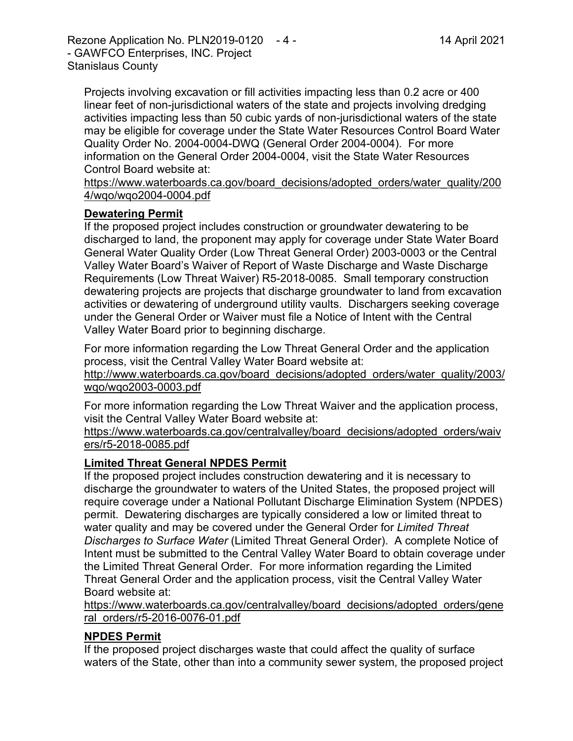Projects involving excavation or fill activities impacting less than 0.2 acre or 400 linear feet of non-jurisdictional waters of the state and projects involving dredging activities impacting less than 50 cubic yards of non-jurisdictional waters of the state may be eligible for coverage under the State Water Resources Control Board Water Quality Order No. 2004-0004-DWQ (General Order 2004-0004). For more information on the General Order 2004-0004, visit the State Water Resources Control Board website at:
https://www.waterboards.ca.gov/board_decisions/adopted_orders/water_quality/2004/wqo/wqo2004-0004.pdf

**Dewatering Permit**

If the proposed project includes construction or groundwater dewatering to be discharged to land, the proponent may apply for coverage under State Water Board General Water Quality Order (Low Threat General Order) 2003-0003 or the Central Valley Water Board's Waiver of Report of Waste Discharge and Waste Discharge Requirements (Low Threat Waiver) R5-2018-0085. Small temporary construction dewatering projects are projects that discharge groundwater to land from excavation activities or dewatering of underground utility vaults. Dischargers seeking coverage under the General Order or Waiver must file a Notice of Intent with the Central Valley Water Board prior to beginning discharge.

For more information regarding the Low Threat General Order and the application process, visit the Central Valley Water Board website at:
http://www.waterboards.ca.gov/board_decisions/adopted_orders/water_quality/2003/wqo/wqo2003-0003.pdf

For more information regarding the Low Threat Waiver and the application process, visit the Central Valley Water Board website at:
https://www.waterboards.ca.gov/centralvalley/board_decisions/adopted_orders/waivers/r5-2018-0085.pdf

**Limited Threat General NPDES Permit**

If the proposed project includes construction dewatering and it is necessary to discharge the groundwater to waters of the United States, the proposed project will require coverage under a National Pollutant Discharge Elimination System (NPDES) permit. Dewatering discharges are typically considered a low or limited threat to water quality and may be covered under the General Order for *Limited Threat Discharges to Surface Water* (Limited Threat General Order). A complete Notice of Intent must be submitted to the Central Valley Water Board to obtain coverage under the Limited Threat General Order. For more information regarding the Limited Threat General Order and the application process, visit the Central Valley Water Board website at:
https://www.waterboards.ca.gov/centralvalley/board_decisions/adopted_orders/general_orders/r5-2016-0076-01.pdf

**NPDES Permit**

If the proposed project discharges waste that could affect the quality of surface waters of the State, other than into a community sewer system, the proposed project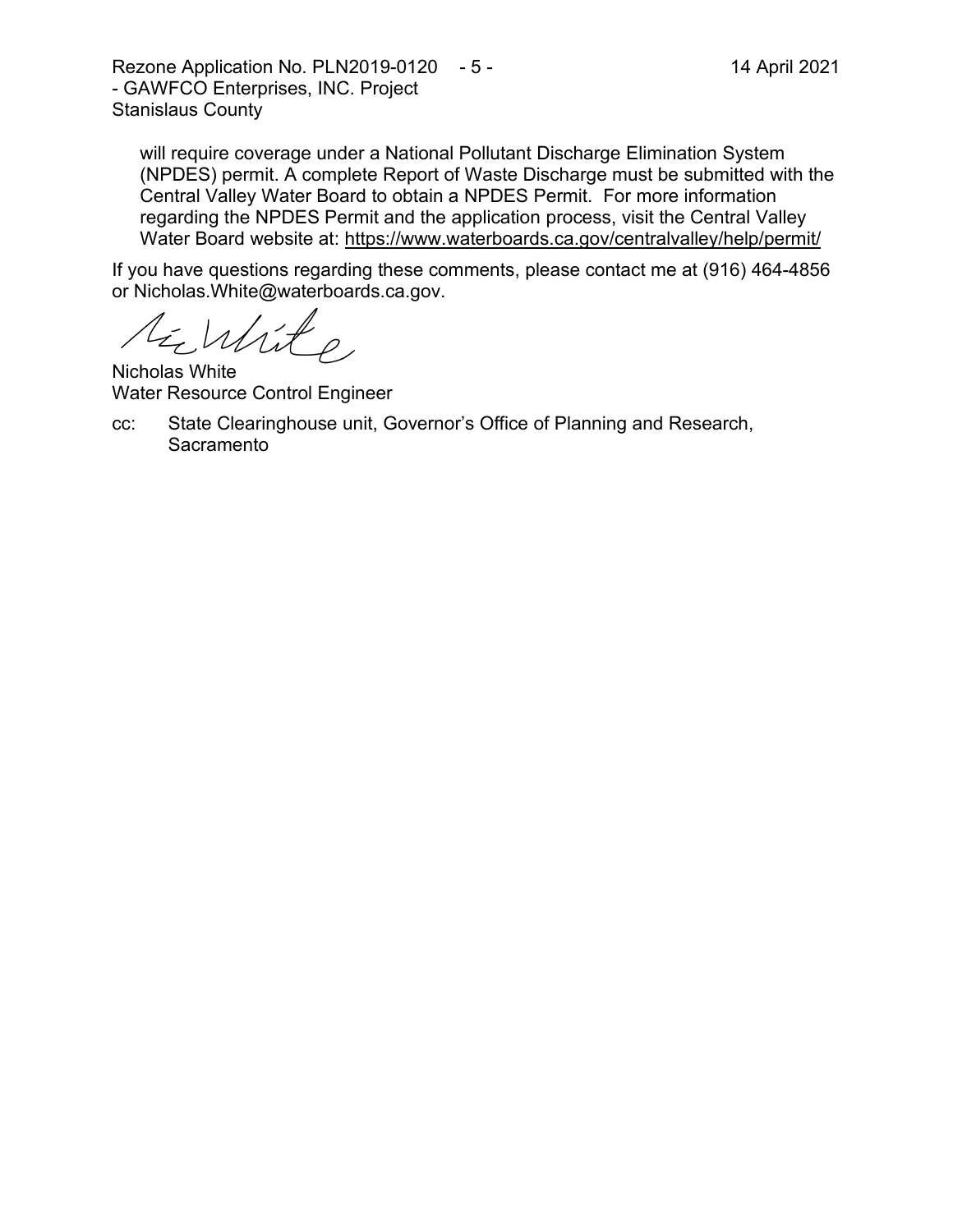will require coverage under a National Pollutant Discharge Elimination System (NPDES) permit. A complete Report of Waste Discharge must be submitted with the Central Valley Water Board to obtain a NPDES Permit. For more information regarding the NPDES Permit and the application process, visit the Central Valley Water Board website at: https://www.waterboards.ca.gov/centralvalley/help/permit/

If you have questions regarding these comments, please contact me at (916) 464-4856 or Nicholas.White@waterboards.ca.gov.

Nicholas White
Water Resource Control Engineer

cc: State Clearinghouse unit, Governor's Office of Planning and Research, Sacramento